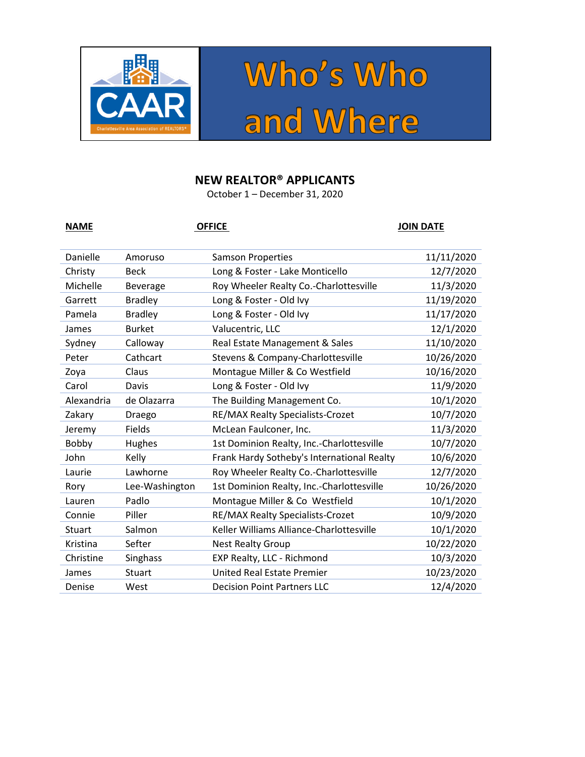# Who's Who and Where

## NEW REALTOR® APPLICANTS

October 1 – December 31, 2020

| NAME | | OFFICE | JOIN DATE |
|---|---|---|---|
| Danielle | Amoruso | Samson Properties | 11/11/2020 |
| Christy | Beck | Long & Foster - Lake Monticello | 12/7/2020 |
| Michelle | Beverage | Roy Wheeler Realty Co.-Charlottesville | 11/3/2020 |
| Garrett | Bradley | Long & Foster - Old Ivy | 11/19/2020 |
| Pamela | Bradley | Long & Foster - Old Ivy | 11/17/2020 |
| James | Burket | Valucentric, LLC | 12/1/2020 |
| Sydney | Calloway | Real Estate Management & Sales | 11/10/2020 |
| Peter | Cathcart | Stevens & Company-Charlottesville | 10/26/2020 |
| Zoya | Claus | Montague Miller & Co Westfield | 10/16/2020 |
| Carol | Davis | Long & Foster - Old Ivy | 11/9/2020 |
| Alexandria | de Olazarra | The Building Management Co. | 10/1/2020 |
| Zakary | Draego | RE/MAX Realty Specialists-Crozet | 10/7/2020 |
| Jeremy | Fields | McLean Faulconer, Inc. | 11/3/2020 |
| Bobby | Hughes | 1st Dominion Realty, Inc.-Charlottesville | 10/7/2020 |
| John | Kelly | Frank Hardy Sotheby's International Realty | 10/6/2020 |
| Laurie | Lawhorne | Roy Wheeler Realty Co.-Charlottesville | 12/7/2020 |
| Rory | Lee-Washington | 1st Dominion Realty, Inc.-Charlottesville | 10/26/2020 |
| Lauren | Padlo | Montague Miller & Co Westfield | 10/1/2020 |
| Connie | Piller | RE/MAX Realty Specialists-Crozet | 10/9/2020 |
| Stuart | Salmon | Keller Williams Alliance-Charlottesville | 10/1/2020 |
| Kristina | Sefter | Nest Realty Group | 10/22/2020 |
| Christine | Singhass | EXP Realty, LLC - Richmond | 10/3/2020 |
| James | Stuart | United Real Estate Premier | 10/23/2020 |
| Denise | West | Decision Point Partners LLC | 12/4/2020 |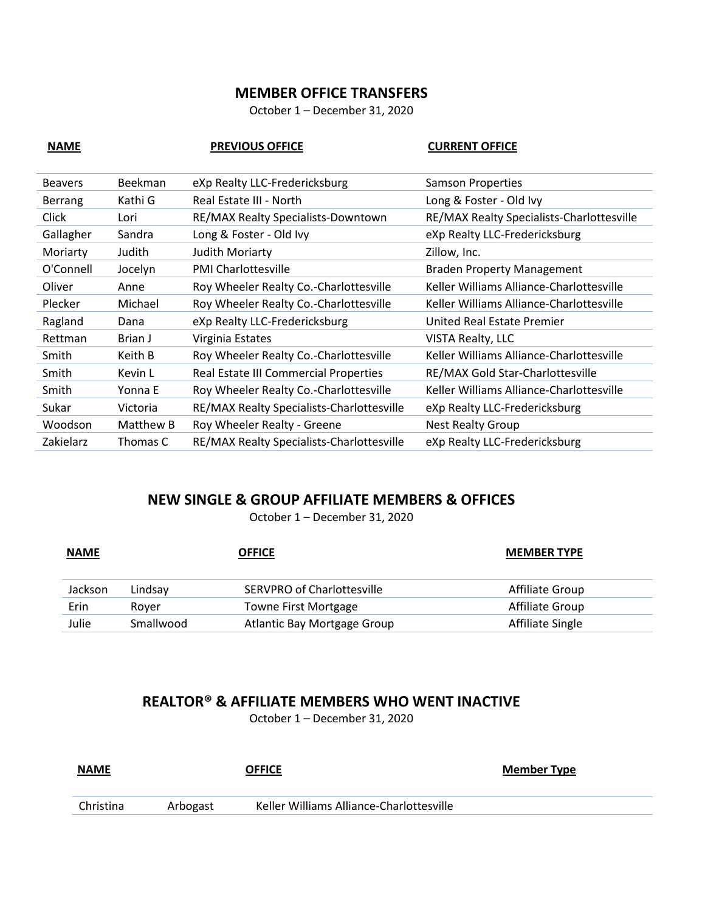## MEMBER OFFICE TRANSFERS

October 1 – December 31, 2020

| NAME | | PREVIOUS OFFICE | CURRENT OFFICE |
|---|---|---|---|
| Beavers | Beekman | eXp Realty LLC-Fredericksburg | Samson Properties |
| Berrang | Kathi G | Real Estate III - North | Long & Foster - Old Ivy |
| Click | Lori | RE/MAX Realty Specialists-Downtown | RE/MAX Realty Specialists-Charlottesville |
| Gallagher | Sandra | Long & Foster - Old Ivy | eXp Realty LLC-Fredericksburg |
| Moriarty | Judith | Judith Moriarty | Zillow, Inc. |
| O'Connell | Jocelyn | PMI Charlottesville | Braden Property Management |
| Oliver | Anne | Roy Wheeler Realty Co.-Charlottesville | Keller Williams Alliance-Charlottesville |
| Plecker | Michael | Roy Wheeler Realty Co.-Charlottesville | Keller Williams Alliance-Charlottesville |
| Ragland | Dana | eXp Realty LLC-Fredericksburg | United Real Estate Premier |
| Rettman | Brian J | Virginia Estates | VISTA Realty, LLC |
| Smith | Keith B | Roy Wheeler Realty Co.-Charlottesville | Keller Williams Alliance-Charlottesville |
| Smith | Kevin L | Real Estate III Commercial Properties | RE/MAX Gold Star-Charlottesville |
| Smith | Yonna E | Roy Wheeler Realty Co.-Charlottesville | Keller Williams Alliance-Charlottesville |
| Sukar | Victoria | RE/MAX Realty Specialists-Charlottesville | eXp Realty LLC-Fredericksburg |
| Woodson | Matthew B | Roy Wheeler Realty - Greene | Nest Realty Group |
| Zakielarz | Thomas C | RE/MAX Realty Specialists-Charlottesville | eXp Realty LLC-Fredericksburg |

## NEW SINGLE & GROUP AFFILIATE MEMBERS & OFFICES

October 1 – December 31, 2020

| NAME | | OFFICE | MEMBER TYPE |
|---|---|---|---|
| Jackson | Lindsay | SERVPRO of Charlottesville | Affiliate Group |
| Erin | Royer | Towne First Mortgage | Affiliate Group |
| Julie | Smallwood | Atlantic Bay Mortgage Group | Affiliate Single |

## REALTOR® & AFFILIATE MEMBERS WHO WENT INACTIVE

October 1 – December 31, 2020

| NAME | | OFFICE | Member Type |
|---|---|---|---|
| Christina | Arbogast | Keller Williams Alliance-Charlottesville | |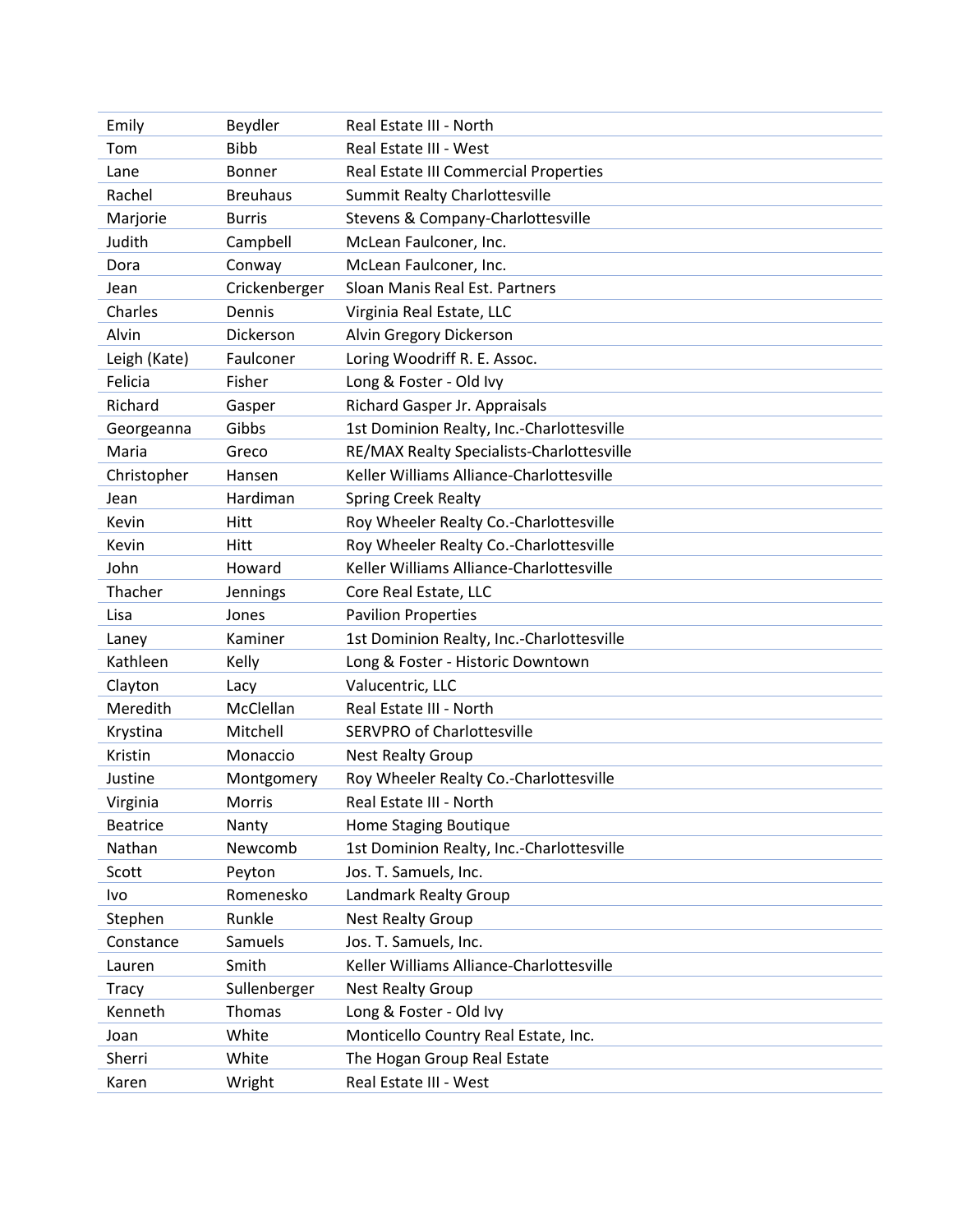| | | |
|---|---|---|
| Emily | Beydler | Real Estate III - North |
| Tom | Bibb | Real Estate III - West |
| Lane | Bonner | Real Estate III Commercial Properties |
| Rachel | Breuhaus | Summit Realty Charlottesville |
| Marjorie | Burris | Stevens & Company-Charlottesville |
| Judith | Campbell | McLean Faulconer, Inc. |
| Dora | Conway | McLean Faulconer, Inc. |
| Jean | Crickenberger | Sloan Manis Real Est. Partners |
| Charles | Dennis | Virginia Real Estate, LLC |
| Alvin | Dickerson | Alvin Gregory Dickerson |
| Leigh (Kate) | Faulconer | Loring Woodriff R. E. Assoc. |
| Felicia | Fisher | Long & Foster - Old Ivy |
| Richard | Gasper | Richard Gasper Jr. Appraisals |
| Georgeanna | Gibbs | 1st Dominion Realty, Inc.-Charlottesville |
| Maria | Greco | RE/MAX Realty Specialists-Charlottesville |
| Christopher | Hansen | Keller Williams Alliance-Charlottesville |
| Jean | Hardiman | Spring Creek Realty |
| Kevin | Hitt | Roy Wheeler Realty Co.-Charlottesville |
| Kevin | Hitt | Roy Wheeler Realty Co.-Charlottesville |
| John | Howard | Keller Williams Alliance-Charlottesville |
| Thacher | Jennings | Core Real Estate, LLC |
| Lisa | Jones | Pavilion Properties |
| Laney | Kaminer | 1st Dominion Realty, Inc.-Charlottesville |
| Kathleen | Kelly | Long & Foster - Historic Downtown |
| Clayton | Lacy | Valucentric, LLC |
| Meredith | McClellan | Real Estate III - North |
| Krystina | Mitchell | SERVPRO of Charlottesville |
| Kristin | Monaccio | Nest Realty Group |
| Justine | Montgomery | Roy Wheeler Realty Co.-Charlottesville |
| Virginia | Morris | Real Estate III - North |
| Beatrice | Nanty | Home Staging Boutique |
| Nathan | Newcomb | 1st Dominion Realty, Inc.-Charlottesville |
| Scott | Peyton | Jos. T. Samuels, Inc. |
| Ivo | Romenesko | Landmark Realty Group |
| Stephen | Runkle | Nest Realty Group |
| Constance | Samuels | Jos. T. Samuels, Inc. |
| Lauren | Smith | Keller Williams Alliance-Charlottesville |
| Tracy | Sullenberger | Nest Realty Group |
| Kenneth | Thomas | Long & Foster - Old Ivy |
| Joan | White | Monticello Country Real Estate, Inc. |
| Sherri | White | The Hogan Group Real Estate |
| Karen | Wright | Real Estate III - West |